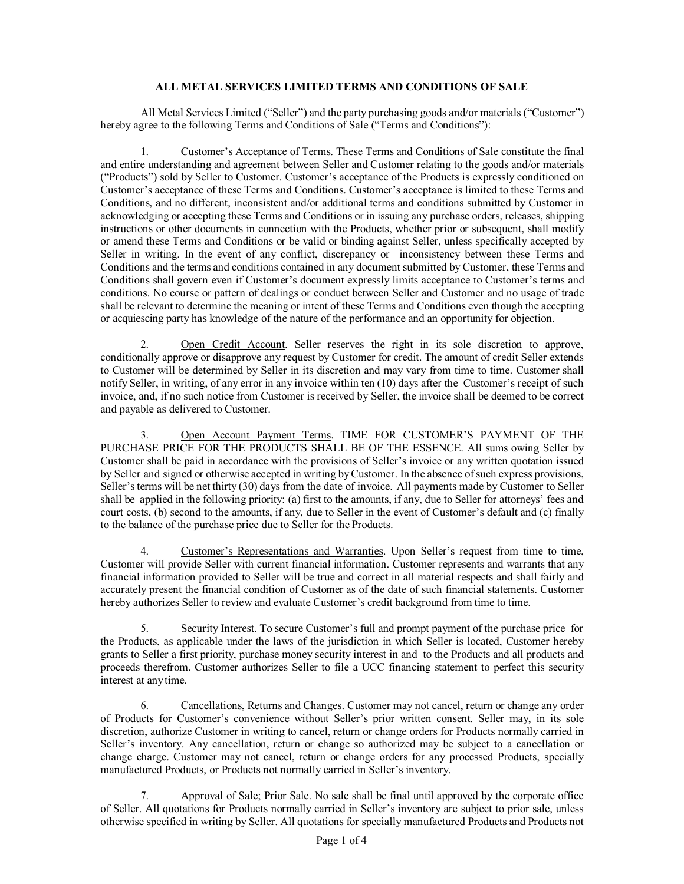# ALL METAL SERVICES LIMITED TERMS AND CONDITIONS OF SALE

All Metal Services Limited ("Seller") and the party purchasing goods and/or materials ("Customer") hereby agree to the following Terms and Conditions of Sale ("Terms and Conditions"):

1. Customer's Acceptance of Terms. These Terms and Conditions of Sale constitute the final and entire understanding and agreement between Seller and Customer relating to the goods and/or materials ("Products") sold by Seller to Customer. Customer's acceptance of the Products is expressly conditioned on Customer's acceptance of these Terms and Conditions. Customer's acceptance is limited to these Terms and Conditions, and no different, inconsistent and/or additional terms and conditions submitted by Customer in acknowledging or accepting these Terms and Conditions or in issuing any purchase orders, releases, shipping instructions or other documents in connection with the Products, whether prior or subsequent, shall modify or amend these Terms and Conditions or be valid or binding against Seller, unless specifically accepted by Seller in writing. In the event of any conflict, discrepancy or inconsistency between these Terms and Conditions and the terms and conditions contained in any document submitted by Customer, these Terms and Conditions shall govern even if Customer's document expressly limits acceptance to Customer's terms and conditions. No course or pattern of dealings or conduct between Seller and Customer and no usage of trade shall be relevant to determine the meaning or intent of these Terms and Conditions even though the accepting or acquiescing party has knowledge of the nature of the performance and an opportunity for objection.

2. Open Credit Account. Seller reserves the right in its sole discretion to approve, conditionally approve or disapprove any request by Customer for credit. The amount of credit Seller extends to Customer will be determined by Seller in its discretion and may vary from time to time. Customer shall notify Seller, in writing, of any error in any invoice within ten (10) days after the Customer's receipt of such invoice, and, if no such notice from Customer is received by Seller, the invoice shall be deemed to be correct and payable as delivered to Customer.

3. Open Account Payment Terms. TIME FOR CUSTOMER'S PAYMENT OF THE PURCHASE PRICE FOR THE PRODUCTS SHALL BE OF THE ESSENCE. All sums owing Seller by Customer shall be paid in accordance with the provisions of Seller's invoice or any written quotation issued by Seller and signed or otherwise accepted in writing by Customer. In the absence of such express provisions, Seller's terms will be net thirty (30) days from the date of invoice. All payments made by Customer to Seller shall be applied in the following priority: (a) first to the amounts, if any, due to Seller for attorneys' fees and court costs, (b) second to the amounts, if any, due to Seller in the event of Customer's default and (c) finally to the balance of the purchase price due to Seller for the Products.

4. Customer's Representations and Warranties. Upon Seller's request from time to time, Customer will provide Seller with current financial information. Customer represents and warrants that any financial information provided to Seller will be true and correct in all material respects and shall fairly and accurately present the financial condition of Customer as of the date of such financial statements. Customer hereby authorizes Seller to review and evaluate Customer's credit background from time to time.

5. Security Interest. To secure Customer's full and prompt payment of the purchase price for the Products, as applicable under the laws of the jurisdiction in which Seller is located, Customer hereby grants to Seller a first priority, purchase money security interest in and to the Products and all products and proceeds therefrom. Customer authorizes Seller to file a UCC financing statement to perfect this security interest at any time.

6. Cancellations, Returns and Changes. Customer may not cancel, return or change any order of Products for Customer's convenience without Seller's prior written consent. Seller may, in its sole discretion, authorize Customer in writing to cancel, return or change orders for Products normally carried in Seller's inventory. Any cancellation, return or change so authorized may be subject to a cancellation or change charge. Customer may not cancel, return or change orders for any processed Products, specially manufactured Products, or Products not normally carried in Seller's inventory.

7. Approval of Sale; Prior Sale. No sale shall be final until approved by the corporate office of Seller. All quotations for Products normally carried in Seller's inventory are subject to prior sale, unless otherwise specified in writing by Seller. All quotations for specially manufactured Products and Products not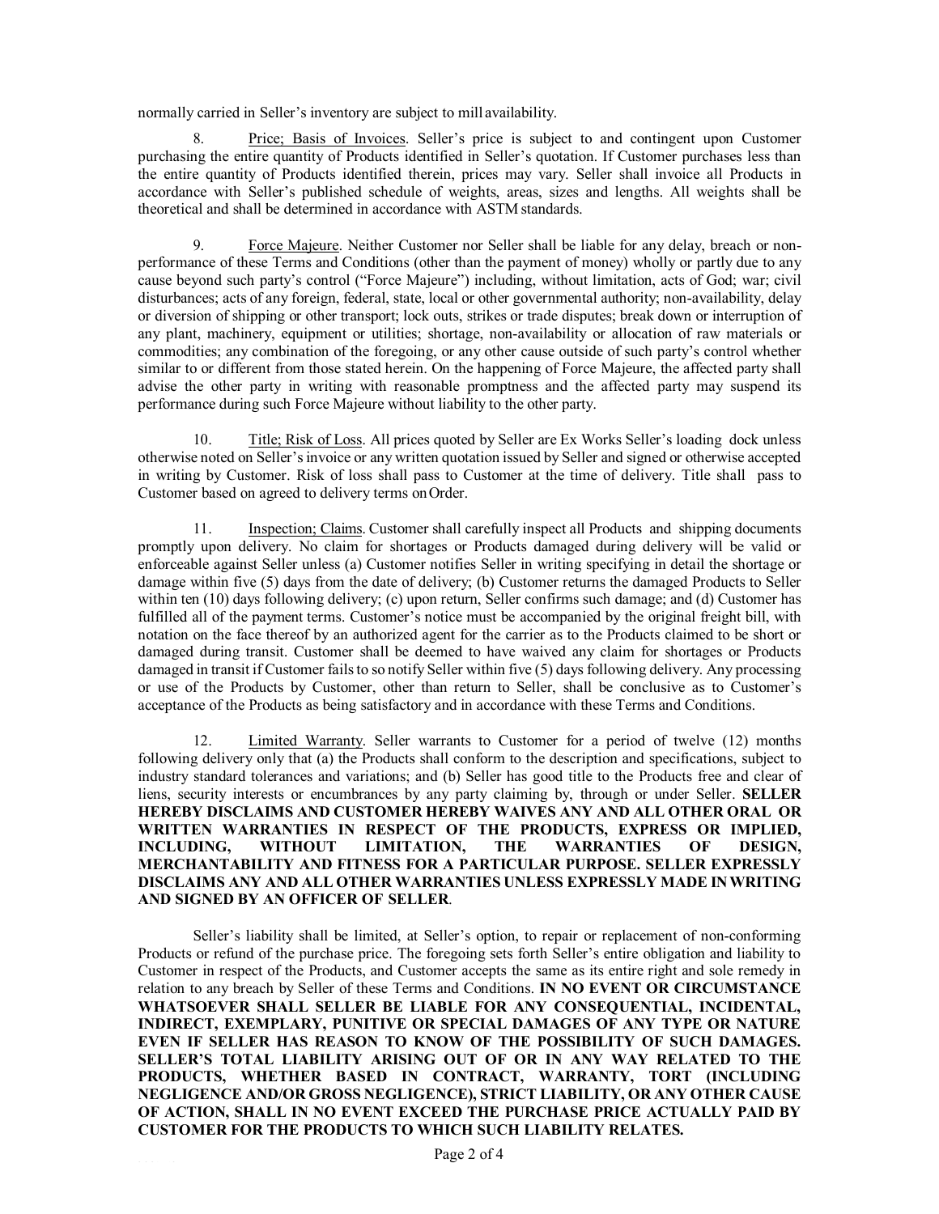normally carried in Seller's inventory are subject to mill availability.

8. Price; Basis of Invoices. Seller's price is subject to and contingent upon Customer purchasing the entire quantity of Products identified in Seller's quotation. If Customer purchases less than the entire quantity of Products identified therein, prices may vary. Seller shall invoice all Products in accordance with Seller's published schedule of weights, areas, sizes and lengths. All weights shall be theoretical and shall be determined in accordance with ASTM standards.

9. Force Majeure. Neither Customer nor Seller shall be liable for any delay, breach or non-performance of these Terms and Conditions (other than the payment of money) wholly or partly due to any cause beyond such party's control ("Force Majeure") including, without limitation, acts of God; war; civil disturbances; acts of any foreign, federal, state, local or other governmental authority; non-availability, delay or diversion of shipping or other transport; lock outs, strikes or trade disputes; break down or interruption of any plant, machinery, equipment or utilities; shortage, non-availability or allocation of raw materials or commodities; any combination of the foregoing, or any other cause outside of such party's control whether similar to or different from those stated herein. On the happening of Force Majeure, the affected party shall advise the other party in writing with reasonable promptness and the affected party may suspend its performance during such Force Majeure without liability to the other party.

10. Title; Risk of Loss. All prices quoted by Seller are Ex Works Seller's loading dock unless otherwise noted on Seller's invoice or any written quotation issued by Seller and signed or otherwise accepted in writing by Customer. Risk of loss shall pass to Customer at the time of delivery. Title shall pass to Customer based on agreed to delivery terms on Order.

11. Inspection; Claims. Customer shall carefully inspect all Products and shipping documents promptly upon delivery. No claim for shortages or Products damaged during delivery will be valid or enforceable against Seller unless (a) Customer notifies Seller in writing specifying in detail the shortage or damage within five (5) days from the date of delivery; (b) Customer returns the damaged Products to Seller within ten (10) days following delivery; (c) upon return, Seller confirms such damage; and (d) Customer has fulfilled all of the payment terms. Customer's notice must be accompanied by the original freight bill, with notation on the face thereof by an authorized agent for the carrier as to the Products claimed to be short or damaged during transit. Customer shall be deemed to have waived any claim for shortages or Products damaged in transit if Customer fails to so notify Seller within five (5) days following delivery. Any processing or use of the Products by Customer, other than return to Seller, shall be conclusive as to Customer's acceptance of the Products as being satisfactory and in accordance with these Terms and Conditions.

12. Limited Warranty. Seller warrants to Customer for a period of twelve (12) months following delivery only that (a) the Products shall conform to the description and specifications, subject to industry standard tolerances and variations; and (b) Seller has good title to the Products free and clear of liens, security interests or encumbrances by any party claiming by, through or under Seller. **SELLER HEREBY DISCLAIMS AND CUSTOMER HEREBY WAIVES ANY AND ALL OTHER ORAL OR WRITTEN WARRANTIES IN RESPECT OF THE PRODUCTS, EXPRESS OR IMPLIED, INCLUDING, WITHOUT LIMITATION, THE WARRANTIES OF DESIGN, MERCHANTABILITY AND FITNESS FOR A PARTICULAR PURPOSE. SELLER EXPRESSLY DISCLAIMS ANY AND ALL OTHER WARRANTIES UNLESS EXPRESSLY MADE IN WRITING AND SIGNED BY AN OFFICER OF SELLER**.

Seller's liability shall be limited, at Seller's option, to repair or replacement of non-conforming Products or refund of the purchase price. The foregoing sets forth Seller's entire obligation and liability to Customer in respect of the Products, and Customer accepts the same as its entire right and sole remedy in relation to any breach by Seller of these Terms and Conditions. **IN NO EVENT OR CIRCUMSTANCE WHATSOEVER SHALL SELLER BE LIABLE FOR ANY CONSEQUENTIAL, INCIDENTAL, INDIRECT, EXEMPLARY, PUNITIVE OR SPECIAL DAMAGES OF ANY TYPE OR NATURE EVEN IF SELLER HAS REASON TO KNOW OF THE POSSIBILITY OF SUCH DAMAGES. SELLER'S TOTAL LIABILITY ARISING OUT OF OR IN ANY WAY RELATED TO THE PRODUCTS, WHETHER BASED IN CONTRACT, WARRANTY, TORT (INCLUDING NEGLIGENCE AND/OR GROSS NEGLIGENCE), STRICT LIABILITY, OR ANY OTHER CAUSE OF ACTION, SHALL IN NO EVENT EXCEED THE PURCHASE PRICE ACTUALLY PAID BY CUSTOMER FOR THE PRODUCTS TO WHICH SUCH LIABILITY RELATES.**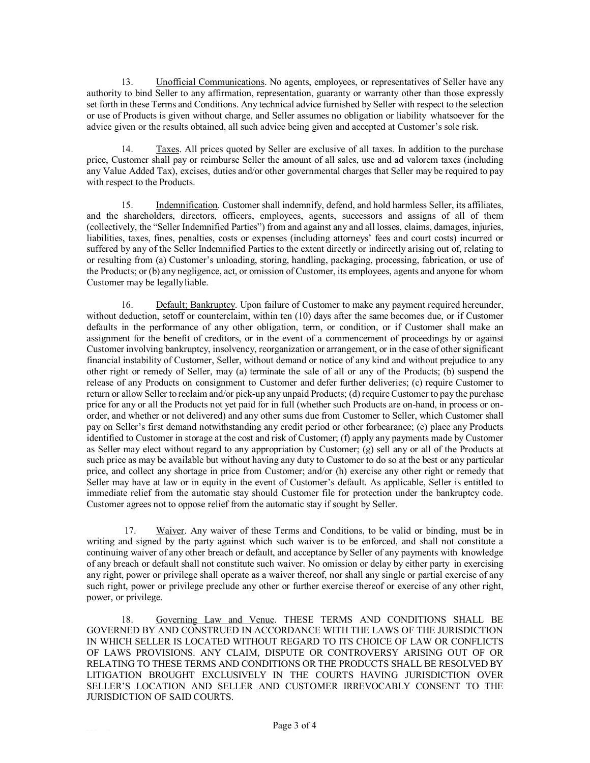13. Unofficial Communications. No agents, employees, or representatives of Seller have any authority to bind Seller to any affirmation, representation, guaranty or warranty other than those expressly set forth in these Terms and Conditions. Any technical advice furnished by Seller with respect to the selection or use of Products is given without charge, and Seller assumes no obligation or liability whatsoever for the advice given or the results obtained, all such advice being given and accepted at Customer's sole risk.

14. Taxes. All prices quoted by Seller are exclusive of all taxes. In addition to the purchase price, Customer shall pay or reimburse Seller the amount of all sales, use and ad valorem taxes (including any Value Added Tax), excises, duties and/or other governmental charges that Seller may be required to pay with respect to the Products.

15. Indemnification. Customer shall indemnify, defend, and hold harmless Seller, its affiliates, and the shareholders, directors, officers, employees, agents, successors and assigns of all of them (collectively, the "Seller Indemnified Parties") from and against any and all losses, claims, damages, injuries, liabilities, taxes, fines, penalties, costs or expenses (including attorneys' fees and court costs) incurred or suffered by any of the Seller Indemnified Parties to the extent directly or indirectly arising out of, relating to or resulting from (a) Customer's unloading, storing, handling, packaging, processing, fabrication, or use of the Products; or (b) any negligence, act, or omission of Customer, its employees, agents and anyone for whom Customer may be legally liable.

16. Default; Bankruptcy. Upon failure of Customer to make any payment required hereunder, without deduction, setoff or counterclaim, within ten (10) days after the same becomes due, or if Customer defaults in the performance of any other obligation, term, or condition, or if Customer shall make an assignment for the benefit of creditors, or in the event of a commencement of proceedings by or against Customer involving bankruptcy, insolvency, reorganization or arrangement, or in the case of other significant financial instability of Customer, Seller, without demand or notice of any kind and without prejudice to any other right or remedy of Seller, may (a) terminate the sale of all or any of the Products; (b) suspend the release of any Products on consignment to Customer and defer further deliveries; (c) require Customer to return or allow Seller to reclaim and/or pick-up any unpaid Products; (d) require Customer to pay the purchase price for any or all the Products not yet paid for in full (whether such Products are on-hand, in process or on-order, and whether or not delivered) and any other sums due from Customer to Seller, which Customer shall pay on Seller's first demand notwithstanding any credit period or other forbearance; (e) place any Products identified to Customer in storage at the cost and risk of Customer; (f) apply any payments made by Customer as Seller may elect without regard to any appropriation by Customer; (g) sell any or all of the Products at such price as may be available but without having any duty to Customer to do so at the best or any particular price, and collect any shortage in price from Customer; and/or (h) exercise any other right or remedy that Seller may have at law or in equity in the event of Customer's default. As applicable, Seller is entitled to immediate relief from the automatic stay should Customer file for protection under the bankruptcy code. Customer agrees not to oppose relief from the automatic stay if sought by Seller.

17. Waiver. Any waiver of these Terms and Conditions, to be valid or binding, must be in writing and signed by the party against which such waiver is to be enforced, and shall not constitute a continuing waiver of any other breach or default, and acceptance by Seller of any payments with knowledge of any breach or default shall not constitute such waiver. No omission or delay by either party in exercising any right, power or privilege shall operate as a waiver thereof, nor shall any single or partial exercise of any such right, power or privilege preclude any other or further exercise thereof or exercise of any other right, power, or privilege.

18. Governing Law and Venue. THESE TERMS AND CONDITIONS SHALL BE GOVERNED BY AND CONSTRUED IN ACCORDANCE WITH THE LAWS OF THE JURISDICTION IN WHICH SELLER IS LOCATED WITHOUT REGARD TO ITS CHOICE OF LAW OR CONFLICTS OF LAWS PROVISIONS. ANY CLAIM, DISPUTE OR CONTROVERSY ARISING OUT OF OR RELATING TO THESE TERMS AND CONDITIONS OR THE PRODUCTS SHALL BE RESOLVED BY LITIGATION BROUGHT EXCLUSIVELY IN THE COURTS HAVING JURISDICTION OVER SELLER'S LOCATION AND SELLER AND CUSTOMER IRREVOCABLY CONSENT TO THE JURISDICTION OF SAID COURTS.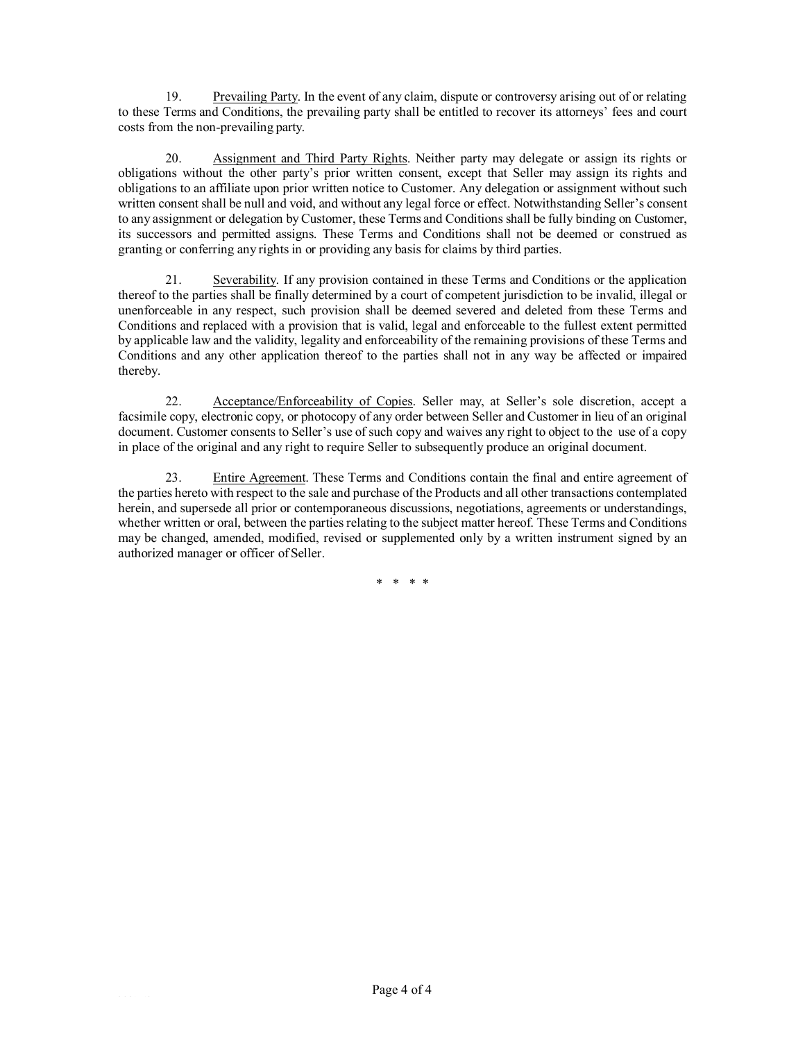19. Prevailing Party. In the event of any claim, dispute or controversy arising out of or relating to these Terms and Conditions, the prevailing party shall be entitled to recover its attorneys' fees and court costs from the non-prevailing party.

20. Assignment and Third Party Rights. Neither party may delegate or assign its rights or obligations without the other party's prior written consent, except that Seller may assign its rights and obligations to an affiliate upon prior written notice to Customer. Any delegation or assignment without such written consent shall be null and void, and without any legal force or effect. Notwithstanding Seller's consent to any assignment or delegation by Customer, these Terms and Conditions shall be fully binding on Customer, its successors and permitted assigns. These Terms and Conditions shall not be deemed or construed as granting or conferring any rights in or providing any basis for claims by third parties.

21. Severability. If any provision contained in these Terms and Conditions or the application thereof to the parties shall be finally determined by a court of competent jurisdiction to be invalid, illegal or unenforceable in any respect, such provision shall be deemed severed and deleted from these Terms and Conditions and replaced with a provision that is valid, legal and enforceable to the fullest extent permitted by applicable law and the validity, legality and enforceability of the remaining provisions of these Terms and Conditions and any other application thereof to the parties shall not in any way be affected or impaired thereby.

22. Acceptance/Enforceability of Copies. Seller may, at Seller's sole discretion, accept a facsimile copy, electronic copy, or photocopy of any order between Seller and Customer in lieu of an original document. Customer consents to Seller's use of such copy and waives any right to object to the use of a copy in place of the original and any right to require Seller to subsequently produce an original document.

23. Entire Agreement. These Terms and Conditions contain the final and entire agreement of the parties hereto with respect to the sale and purchase of the Products and all other transactions contemplated herein, and supersede all prior or contemporaneous discussions, negotiations, agreements or understandings, whether written or oral, between the parties relating to the subject matter hereof. These Terms and Conditions may be changed, amended, modified, revised or supplemented only by a written instrument signed by an authorized manager or officer of Seller.

\* \* \* \*